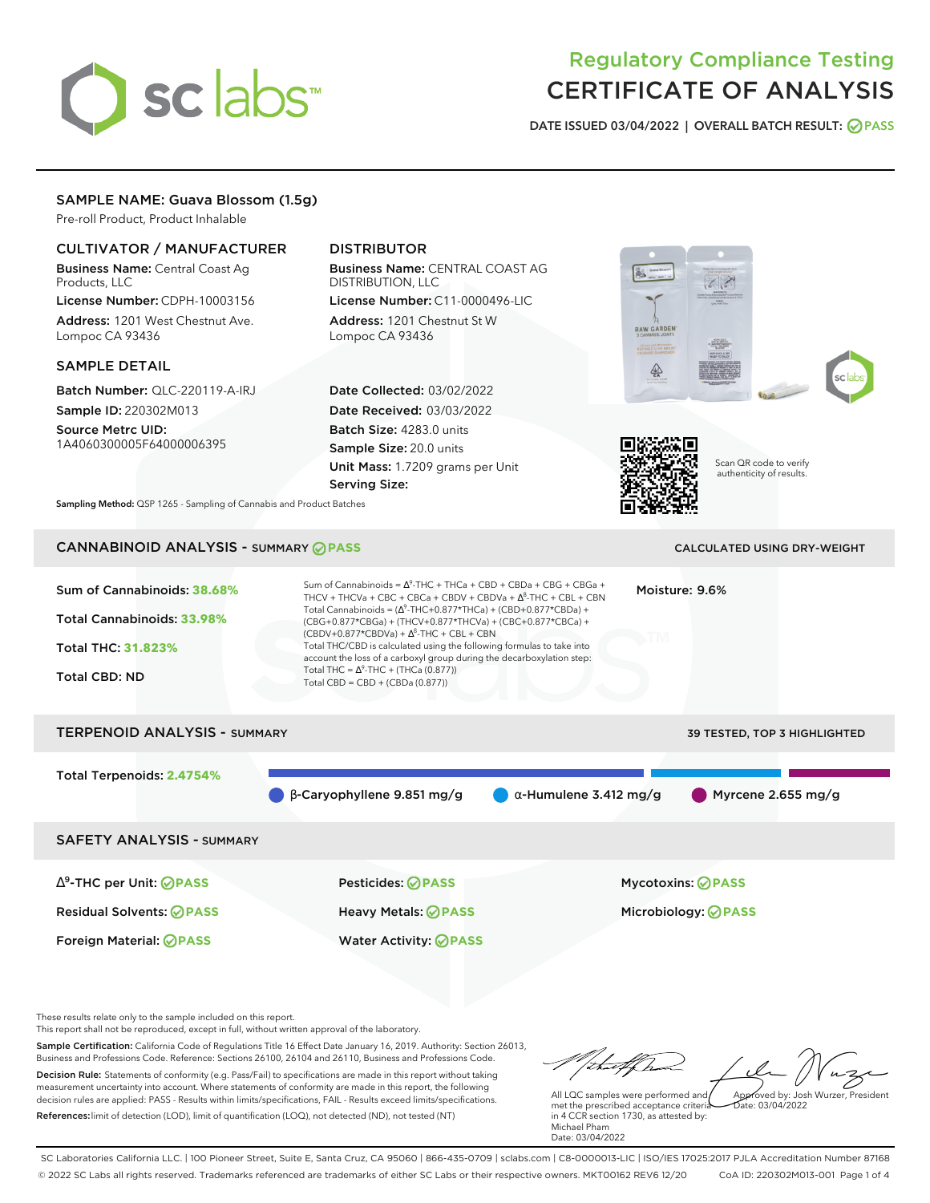# Regulatory Compliance Testing
# CERTIFICATE OF ANALYSIS

DATE ISSUED 03/04/2022 | OVERALL BATCH RESULT: PASS

## SAMPLE NAME: Guava Blossom (1.5g)

Pre-roll Product, Product Inhalable

### CULTIVATOR / MANUFACTURER

**Business Name:** Central Coast Ag Products, LLC

**License Number:** CDPH-10003156

**Address:** 1201 West Chestnut Ave. Lompoc CA 93436

### DISTRIBUTOR

**Business Name:** CENTRAL COAST AG DISTRIBUTION, LLC

**License Number:** C11-0000496-LIC

**Address:** 1201 Chestnut St W Lompoc CA 93436

### SAMPLE DETAIL

**Batch Number:** QLC-220119-A-IRJ

**Sample ID:** 220302M013

**Source Metrc UID:** 1A4060300005F64000006395

**Date Collected:** 03/02/2022

**Date Received:** 03/03/2022

**Batch Size:** 4283.0 units

**Sample Size:** 20.0 units

**Unit Mass:** 1.7209 grams per Unit

**Serving Size:**

Scan QR code to verify authenticity of results.

**Sampling Method:** QSP 1265 - Sampling of Cannabis and Product Batches

## CANNABINOID ANALYSIS - SUMMARY PASS

CALCULATED USING DRY-WEIGHT

Sum of Cannabinoids: **38.68%**

Total Cannabinoids: **33.98%**

Total THC: **31.823%**

Total CBD: ND

Moisture: 9.6%

Sum of Cannabinoids = $\Delta^9$-THC + THCa + CBD + CBDa + CBG + CBGa + THCV + THCVa + CBC + CBCa + CBDV + CBDVa + $\Delta^8$-THC + CBL + CBN
Total Cannabinoids = ($\Delta^9$-THC+0.877*THCa) + (CBD+0.877*CBDa) + (CBG+0.877*CBGa) + (THCV+0.877*THCVa) + (CBC+0.877*CBCa) + (CBDV+0.877*CBDVa) + $\Delta^8$-THC + CBL + CBN
Total THC/CBD is calculated using the following formulas to take into account the loss of a carboxyl group during the decarboxylation step:
Total THC = $\Delta^9$-THC + (THCa (0.877))
Total CBD = CBD + (CBDa (0.877))

## TERPENOID ANALYSIS - SUMMARY

39 TESTED, TOP 3 HIGHLIGHTED

Total Terpenoids: **2.4754%**

β-Caryophyllene 9.851 mg/g | α-Humulene 3.412 mg/g | Myrcene 2.655 mg/g

## SAFETY ANALYSIS - SUMMARY

| | | |
|---|---|---|
| $\Delta^9$-THC per Unit: PASS | Pesticides: PASS | Mycotoxins: PASS |
| Residual Solvents: PASS | Heavy Metals: PASS | Microbiology: PASS |
| Foreign Material: PASS | Water Activity: PASS | |

These results relate only to the sample included on this report.
This report shall not be reproduced, except in full, without written approval of the laboratory.

**Sample Certification:** California Code of Regulations Title 16 Effect Date January 16, 2019. Authority: Section 26013, Business and Professions Code. Reference: Sections 26100, 26104 and 26110, Business and Professions Code.

**Decision Rule:** Statements of conformity (e.g. Pass/Fail) to specifications are made in this report without taking measurement uncertainty into account. Where statements of conformity are made in this report, the following decision rules are applied: PASS - Results within limits/specifications, FAIL - Results exceed limits/specifications.

**References:** limit of detection (LOD), limit of quantification (LOQ), not detected (ND), not tested (NT)

All LQC samples were performed and met the prescribed acceptance criteria in 4 CCR section 1730, as attested by: Michael Pham
Date: 03/04/2022

Approved by: Josh Wurzer, President
Date: 03/04/2022

SC Laboratories California LLC. | 100 Pioneer Street, Suite E, Santa Cruz, CA 95060 | 866-435-0709 | sclabs.com | C8-0000013-LIC | ISO/IES 17025:2017 PJLA Accreditation Number 87168
© 2022 SC Labs all rights reserved. Trademarks referenced are trademarks of either SC Labs or their respective owners. MKT00162 REV6 12/20 CoA ID: 220302M013-001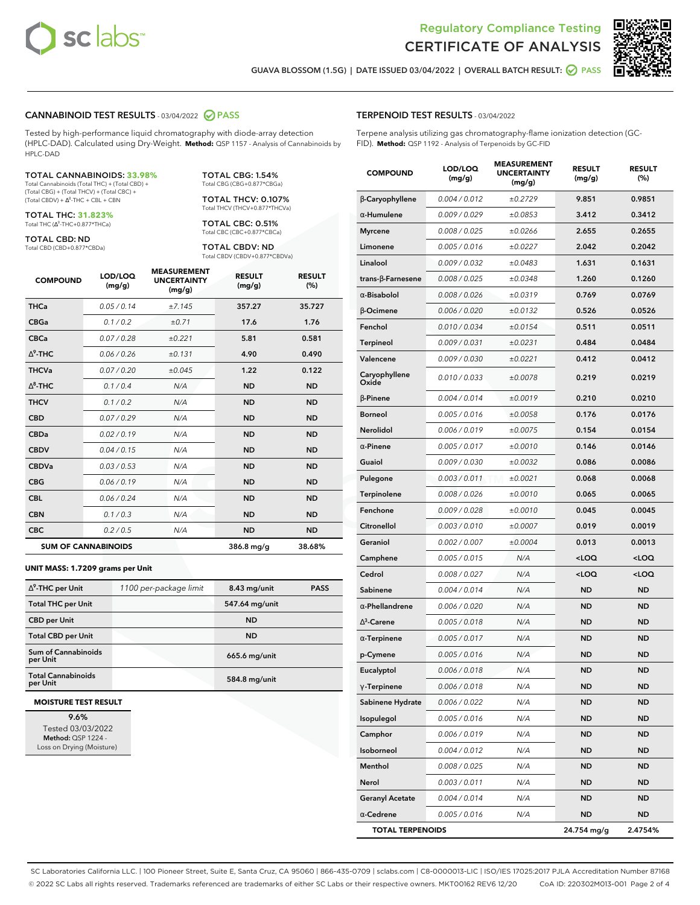Regulatory Compliance Testing
# CERTIFICATE OF ANALYSIS

GUAVA BLOSSOM (1.5G) | DATE ISSUED 03/04/2022 | OVERALL BATCH RESULT: PASS

## CANNABINOID TEST RESULTS - 03/04/2022 PASS

Tested by high-performance liquid chromatography with diode-array detection (HPLC-DAD). Calculated using Dry-Weight. **Method:** QSP 1157 - Analysis of Cannabinoids by HPLC-DAD

**TOTAL CANNABINOIDS: 33.98%**
Total Cannabinoids (Total THC) + (Total CBD) + (Total CBG) + (Total THCV) + (Total CBC) + (Total CBDV) + $\Delta^8$-THC + CBL + CBN

**TOTAL THC: 31.823%**
Total THC ($\Delta^9$-THC+0.877*THCa)

**TOTAL CBD: ND**
Total CBD (CBD+0.877*CBDa)

**TOTAL CBG: 1.54%**
Total CBG (CBG+0.877*CBGa)

**TOTAL THCV: 0.107%**
Total THCV (THCV+0.877*THCVa)

**TOTAL CBC: 0.51%**
Total CBC (CBC+0.877*CBCa)

**TOTAL CBDV: ND**
Total CBDV (CBDV+0.877*CBDVa)

| COMPOUND | LOD/LOQ (mg/g) | MEASUREMENT UNCERTAINTY (mg/g) | RESULT (mg/g) | RESULT (%) |
|---|---|---|---|---|
| THCa | 0.05 / 0.14 | ±7.145 | 357.27 | 35.727 |
| CBGa | 0.1 / 0.2 | ±0.71 | 17.6 | 1.76 |
| CBCa | 0.07 / 0.28 | ±0.221 | 5.81 | 0.581 |
| $\Delta^9$-THC | 0.06 / 0.26 | ±0.131 | 4.90 | 0.490 |
| THCVa | 0.07 / 0.20 | ±0.045 | 1.22 | 0.122 |
| $\Delta^8$-THC | 0.1 / 0.4 | N/A | ND | ND |
| THCV | 0.1 / 0.2 | N/A | ND | ND |
| CBD | 0.07 / 0.29 | N/A | ND | ND |
| CBDa | 0.02 / 0.19 | N/A | ND | ND |
| CBDV | 0.04 / 0.15 | N/A | ND | ND |
| CBDVa | 0.03 / 0.53 | N/A | ND | ND |
| CBG | 0.06 / 0.19 | N/A | ND | ND |
| CBL | 0.06 / 0.24 | N/A | ND | ND |
| CBN | 0.1 / 0.3 | N/A | ND | ND |
| CBC | 0.2 / 0.5 | N/A | ND | ND |
| **SUM OF CANNABINOIDS** | | | **386.8 mg/g** | **38.68%** |

**UNIT MASS: 1.7209 grams per Unit**

| | | | |
|---|---|---|---|
| $\Delta^9$-THC per Unit | 1100 per-package limit | 8.43 mg/unit | PASS |
| Total THC per Unit | | 547.64 mg/unit | |
| CBD per Unit | | ND | |
| Total CBD per Unit | | ND | |
| Sum of Cannabinoids per Unit | | 665.6 mg/unit | |
| Total Cannabinoids per Unit | | 584.8 mg/unit | |

**MOISTURE TEST RESULT**

9.6%
Tested 03/03/2022
**Method:** QSP 1224 - Loss on Drying (Moisture)

## TERPENOID TEST RESULTS - 03/04/2022

Terpene analysis utilizing gas chromatography-flame ionization detection (GC-FID). **Method:** QSP 1192 - Analysis of Terpenoids by GC-FID

| COMPOUND | LOD/LOQ (mg/g) | MEASUREMENT UNCERTAINTY (mg/g) | RESULT (mg/g) | RESULT (%) |
|---|---|---|---|---|
| β-Caryophyllene | 0.004 / 0.012 | ±0.2729 | 9.851 | 0.9851 |
| α-Humulene | 0.009 / 0.029 | ±0.0853 | 3.412 | 0.3412 |
| Myrcene | 0.008 / 0.025 | ±0.0266 | 2.655 | 0.2655 |
| Limonene | 0.005 / 0.016 | ±0.0227 | 2.042 | 0.2042 |
| Linalool | 0.009 / 0.032 | ±0.0483 | 1.631 | 0.1631 |
| trans-β-Farnesene | 0.008 / 0.025 | ±0.0348 | 1.260 | 0.1260 |
| α-Bisabolol | 0.008 / 0.026 | ±0.0319 | 0.769 | 0.0769 |
| β-Ocimene | 0.006 / 0.020 | ±0.0132 | 0.526 | 0.0526 |
| Fenchol | 0.010 / 0.034 | ±0.0154 | 0.511 | 0.0511 |
| Terpineol | 0.009 / 0.031 | ±0.0231 | 0.484 | 0.0484 |
| Valencene | 0.009 / 0.030 | ±0.0221 | 0.412 | 0.0412 |
| Caryophyllene Oxide | 0.010 / 0.033 | ±0.0078 | 0.219 | 0.0219 |
| β-Pinene | 0.004 / 0.014 | ±0.0019 | 0.210 | 0.0210 |
| Borneol | 0.005 / 0.016 | ±0.0058 | 0.176 | 0.0176 |
| Nerolidol | 0.006 / 0.019 | ±0.0075 | 0.154 | 0.0154 |
| α-Pinene | 0.005 / 0.017 | ±0.0010 | 0.146 | 0.0146 |
| Guaiol | 0.009 / 0.030 | ±0.0032 | 0.086 | 0.0086 |
| Pulegone | 0.003 / 0.011 | ±0.0021 | 0.068 | 0.0068 |
| Terpinolene | 0.008 / 0.026 | ±0.0010 | 0.065 | 0.0065 |
| Fenchone | 0.009 / 0.028 | ±0.0010 | 0.045 | 0.0045 |
| Citronellol | 0.003 / 0.010 | ±0.0007 | 0.019 | 0.0019 |
| Geraniol | 0.002 / 0.007 | ±0.0004 | 0.013 | 0.0013 |
| Camphene | 0.005 / 0.015 | N/A | <LOQ | <LOQ |
| Cedrol | 0.008 / 0.027 | N/A | <LOQ | <LOQ |
| Sabinene | 0.004 / 0.014 | N/A | ND | ND |
| α-Phellandrene | 0.006 / 0.020 | N/A | ND | ND |
| $\Delta^3$-Carene | 0.005 / 0.018 | N/A | ND | ND |
| α-Terpinene | 0.005 / 0.017 | N/A | ND | ND |
| p-Cymene | 0.005 / 0.016 | N/A | ND | ND |
| Eucalyptol | 0.006 / 0.018 | N/A | ND | ND |
| γ-Terpinene | 0.006 / 0.018 | N/A | ND | ND |
| Sabinene Hydrate | 0.006 / 0.022 | N/A | ND | ND |
| Isopulegol | 0.005 / 0.016 | N/A | ND | ND |
| Camphor | 0.006 / 0.019 | N/A | ND | ND |
| Isoborneol | 0.004 / 0.012 | N/A | ND | ND |
| Menthol | 0.008 / 0.025 | N/A | ND | ND |
| Nerol | 0.003 / 0.011 | N/A | ND | ND |
| Geranyl Acetate | 0.004 / 0.014 | N/A | ND | ND |
| α-Cedrene | 0.005 / 0.016 | N/A | ND | ND |
| **TOTAL TERPENOIDS** | | | **24.754 mg/g** | **2.4754%** |

SC Laboratories California LLC. | 100 Pioneer Street, Suite E, Santa Cruz, CA 95060 | 866-435-0709 | sclabs.com | C8-0000013-LIC | ISO/IES 17025:2017 PJLA Accreditation Number 87168
© 2022 SC Labs all rights reserved. Trademarks referenced are trademarks of either SC Labs or their respective owners. MKT00162 REV6 12/20 CoA ID: 220302M013-001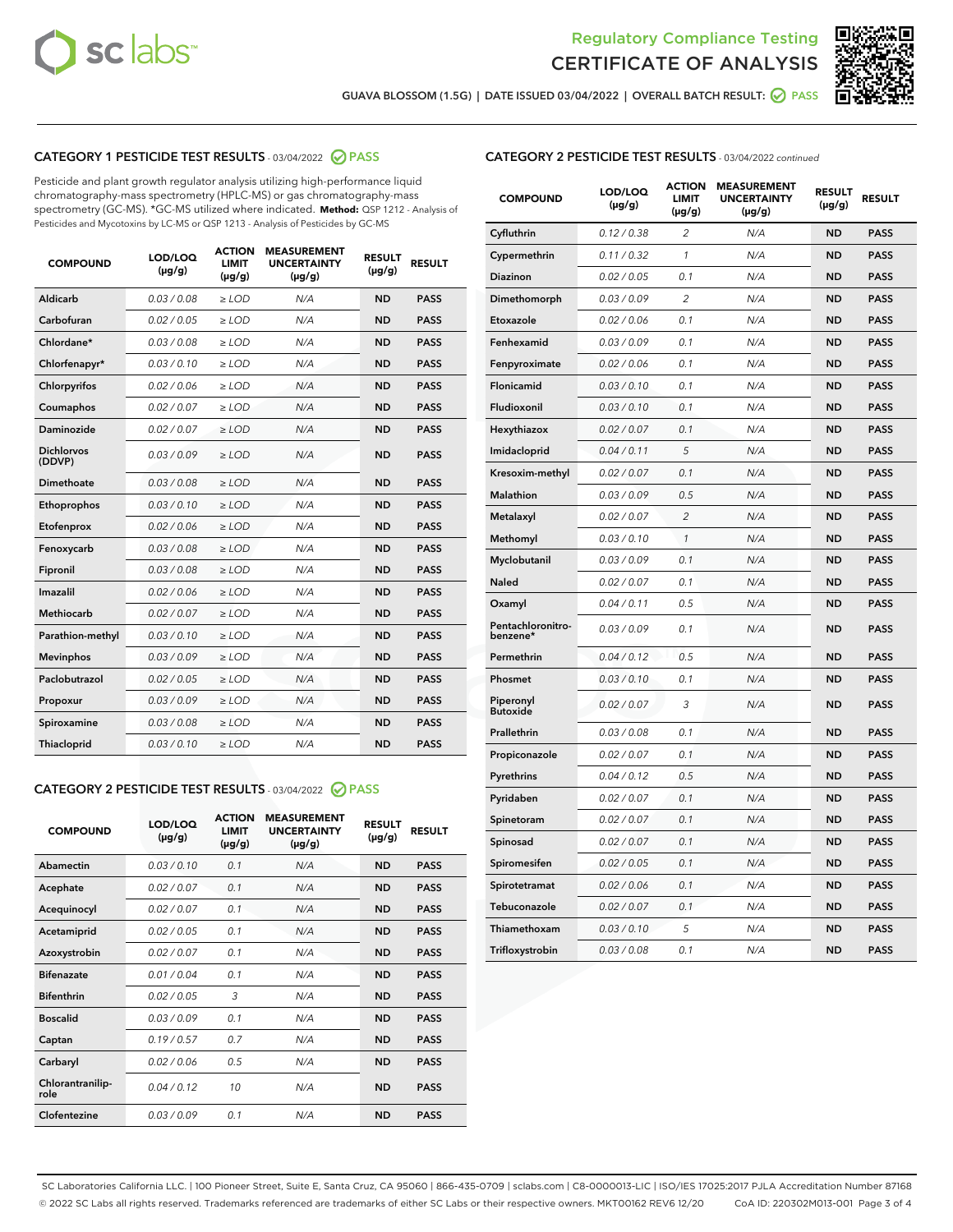Regulatory Compliance Testing
CERTIFICATE OF ANALYSIS

GUAVA BLOSSOM (1.5G) | DATE ISSUED 03/04/2022 | OVERALL BATCH RESULT: PASS

## CATEGORY 1 PESTICIDE TEST RESULTS - 03/04/2022 PASS

Pesticide and plant growth regulator analysis utilizing high-performance liquid chromatography-mass spectrometry (HPLC-MS) or gas chromatography-mass spectrometry (GC-MS). *GC-MS utilized where indicated. **Method:** QSP 1212 - Analysis of Pesticides and Mycotoxins by LC-MS or QSP 1213 - Analysis of Pesticides by GC-MS

| COMPOUND | LOD/LOQ (µg/g) | ACTION LIMIT (µg/g) | MEASUREMENT UNCERTAINTY (µg/g) | RESULT (µg/g) | RESULT |
|---|---|---|---|---|---|
| Aldicarb | 0.03 / 0.08 | ≥ LOD | N/A | ND | PASS |
| Carbofuran | 0.02 / 0.05 | ≥ LOD | N/A | ND | PASS |
| Chlordane* | 0.03 / 0.08 | ≥ LOD | N/A | ND | PASS |
| Chlorfenapyr* | 0.03 / 0.10 | ≥ LOD | N/A | ND | PASS |
| Chlorpyrifos | 0.02 / 0.06 | ≥ LOD | N/A | ND | PASS |
| Coumaphos | 0.02 / 0.07 | ≥ LOD | N/A | ND | PASS |
| Daminozide | 0.02 / 0.07 | ≥ LOD | N/A | ND | PASS |
| Dichlorvos (DDVP) | 0.03 / 0.09 | ≥ LOD | N/A | ND | PASS |
| Dimethoate | 0.03 / 0.08 | ≥ LOD | N/A | ND | PASS |
| Ethoprophos | 0.03 / 0.10 | ≥ LOD | N/A | ND | PASS |
| Etofenprox | 0.02 / 0.06 | ≥ LOD | N/A | ND | PASS |
| Fenoxycarb | 0.03 / 0.08 | ≥ LOD | N/A | ND | PASS |
| Fipronil | 0.03 / 0.08 | ≥ LOD | N/A | ND | PASS |
| Imazalil | 0.02 / 0.06 | ≥ LOD | N/A | ND | PASS |
| Methiocarb | 0.02 / 0.07 | ≥ LOD | N/A | ND | PASS |
| Parathion-methyl | 0.03 / 0.10 | ≥ LOD | N/A | ND | PASS |
| Mevinphos | 0.03 / 0.09 | ≥ LOD | N/A | ND | PASS |
| Paclobutrazol | 0.02 / 0.05 | ≥ LOD | N/A | ND | PASS |
| Propoxur | 0.03 / 0.09 | ≥ LOD | N/A | ND | PASS |
| Spiroxamine | 0.03 / 0.08 | ≥ LOD | N/A | ND | PASS |
| Thiacloprid | 0.03 / 0.10 | ≥ LOD | N/A | ND | PASS |

## CATEGORY 2 PESTICIDE TEST RESULTS - 03/04/2022 PASS

| COMPOUND | LOD/LOQ (µg/g) | ACTION LIMIT (µg/g) | MEASUREMENT UNCERTAINTY (µg/g) | RESULT (µg/g) | RESULT |
|---|---|---|---|---|---|
| Abamectin | 0.03 / 0.10 | 0.1 | N/A | ND | PASS |
| Acephate | 0.02 / 0.07 | 0.1 | N/A | ND | PASS |
| Acequinocyl | 0.02 / 0.07 | 0.1 | N/A | ND | PASS |
| Acetamiprid | 0.02 / 0.05 | 0.1 | N/A | ND | PASS |
| Azoxystrobin | 0.02 / 0.07 | 0.1 | N/A | ND | PASS |
| Bifenazate | 0.01 / 0.04 | 0.1 | N/A | ND | PASS |
| Bifenthrin | 0.02 / 0.05 | 3 | N/A | ND | PASS |
| Boscalid | 0.03 / 0.09 | 0.1 | N/A | ND | PASS |
| Captan | 0.19 / 0.57 | 0.7 | N/A | ND | PASS |
| Carbaryl | 0.02 / 0.06 | 0.5 | N/A | ND | PASS |
| Chlorantraniliprole | 0.04 / 0.12 | 10 | N/A | ND | PASS |
| Clofentezine | 0.03 / 0.09 | 0.1 | N/A | ND | PASS |
| Cyfluthrin | 0.12 / 0.38 | 2 | N/A | ND | PASS |
| Cypermethrin | 0.11 / 0.32 | 1 | N/A | ND | PASS |
| Diazinon | 0.02 / 0.05 | 0.1 | N/A | ND | PASS |
| Dimethomorph | 0.03 / 0.09 | 2 | N/A | ND | PASS |
| Etoxazole | 0.02 / 0.06 | 0.1 | N/A | ND | PASS |
| Fenhexamid | 0.03 / 0.09 | 0.1 | N/A | ND | PASS |
| Fenpyroximate | 0.02 / 0.06 | 0.1 | N/A | ND | PASS |
| Flonicamid | 0.03 / 0.10 | 0.1 | N/A | ND | PASS |
| Fludioxonil | 0.03 / 0.10 | 0.1 | N/A | ND | PASS |
| Hexythiazox | 0.02 / 0.07 | 0.1 | N/A | ND | PASS |
| Imidacloprid | 0.04 / 0.11 | 5 | N/A | ND | PASS |
| Kresoxim-methyl | 0.02 / 0.07 | 0.1 | N/A | ND | PASS |
| Malathion | 0.03 / 0.09 | 0.5 | N/A | ND | PASS |
| Metalaxyl | 0.02 / 0.07 | 2 | N/A | ND | PASS |
| Methomyl | 0.03 / 0.10 | 1 | N/A | ND | PASS |
| Myclobutanil | 0.03 / 0.09 | 0.1 | N/A | ND | PASS |
| Naled | 0.02 / 0.07 | 0.1 | N/A | ND | PASS |
| Oxamyl | 0.04 / 0.11 | 0.5 | N/A | ND | PASS |
| Pentachloronitrobenzene* | 0.03 / 0.09 | 0.1 | N/A | ND | PASS |
| Permethrin | 0.04 / 0.12 | 0.5 | N/A | ND | PASS |
| Phosmet | 0.03 / 0.10 | 0.1 | N/A | ND | PASS |
| Piperonyl Butoxide | 0.02 / 0.07 | 3 | N/A | ND | PASS |
| Prallethrin | 0.03 / 0.08 | 0.1 | N/A | ND | PASS |
| Propiconazole | 0.02 / 0.07 | 0.1 | N/A | ND | PASS |
| Pyrethrins | 0.04 / 0.12 | 0.5 | N/A | ND | PASS |
| Pyridaben | 0.02 / 0.07 | 0.1 | N/A | ND | PASS |
| Spinetoram | 0.02 / 0.07 | 0.1 | N/A | ND | PASS |
| Spinosad | 0.02 / 0.07 | 0.1 | N/A | ND | PASS |
| Spiromesifen | 0.02 / 0.05 | 0.1 | N/A | ND | PASS |
| Spirotetramat | 0.02 / 0.06 | 0.1 | N/A | ND | PASS |
| Tebuconazole | 0.02 / 0.07 | 0.1 | N/A | ND | PASS |
| Thiamethoxam | 0.03 / 0.10 | 5 | N/A | ND | PASS |
| Trifloxystrobin | 0.03 / 0.08 | 0.1 | N/A | ND | PASS |

SC Laboratories California LLC. | 100 Pioneer Street, Suite E, Santa Cruz, CA 95060 | 866-435-0709 | sclabs.com | C8-0000013-LIC | ISO/IES 17025:2017 PJLA Accreditation Number 87168
© 2022 SC Labs all rights reserved. Trademarks referenced are trademarks of either SC Labs or their respective owners. MKT00162 REV6 12/20 CoA ID: 220302M013-001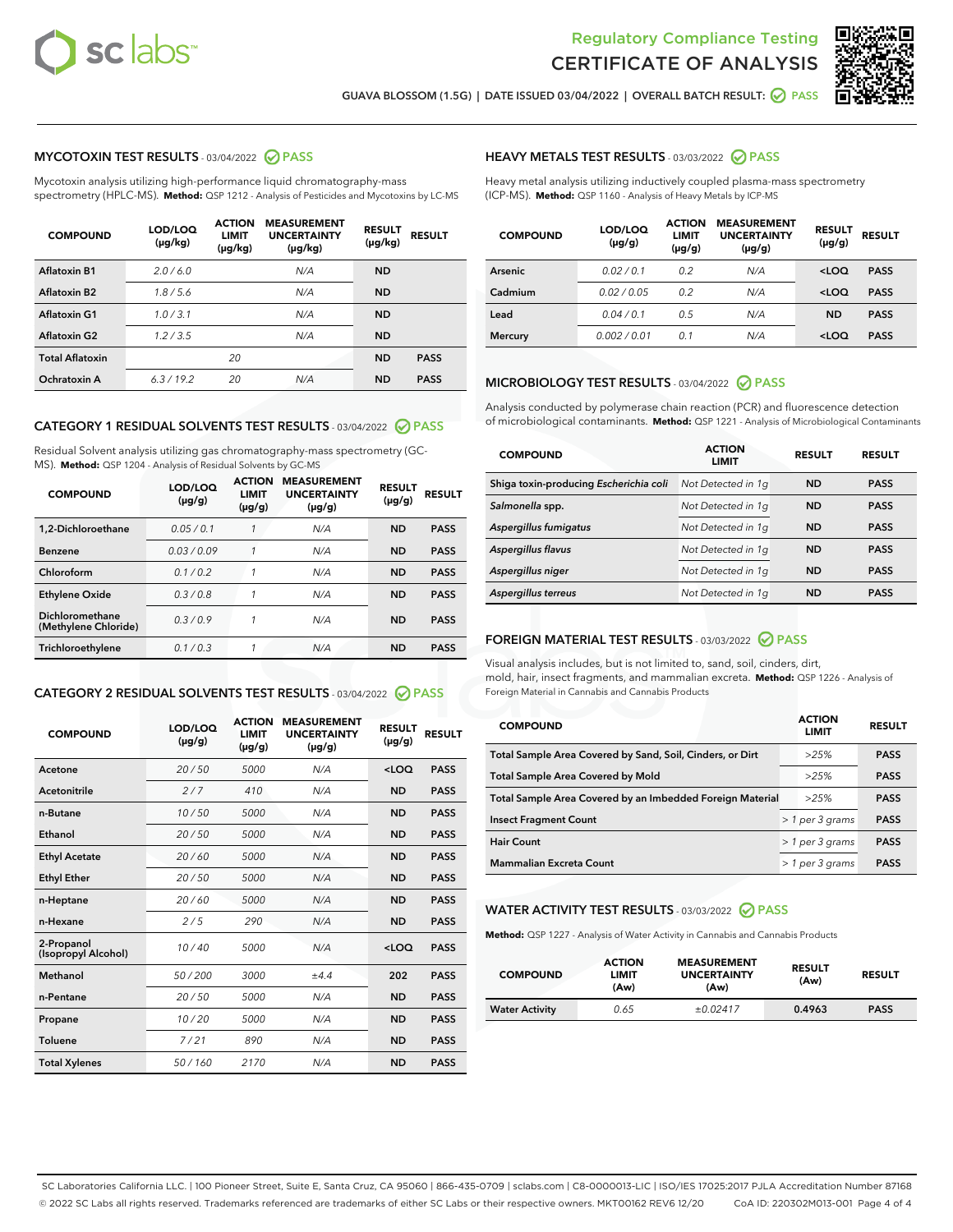Regulatory Compliance Testing
# CERTIFICATE OF ANALYSIS

GUAVA BLOSSOM (1.5G) | DATE ISSUED 03/04/2022 | OVERALL BATCH RESULT: PASS

## MYCOTOXIN TEST RESULTS - 03/04/2022 PASS

Mycotoxin analysis utilizing high-performance liquid chromatography-mass spectrometry (HPLC-MS). **Method:** QSP 1212 - Analysis of Pesticides and Mycotoxins by LC-MS

| COMPOUND | LOD/LOQ (μg/kg) | ACTION LIMIT (μg/kg) | MEASUREMENT UNCERTAINTY (μg/kg) | RESULT (μg/kg) | RESULT |
|---|---|---|---|---|---|
| Aflatoxin B1 | 2.0 / 6.0 | | N/A | ND | |
| Aflatoxin B2 | 1.8 / 5.6 | | N/A | ND | |
| Aflatoxin G1 | 1.0 / 3.1 | | N/A | ND | |
| Aflatoxin G2 | 1.2 / 3.5 | | N/A | ND | |
| Total Aflatoxin | | 20 | | ND | PASS |
| Ochratoxin A | 6.3 / 19.2 | 20 | N/A | ND | PASS |

## CATEGORY 1 RESIDUAL SOLVENTS TEST RESULTS - 03/04/2022 PASS

Residual Solvent analysis utilizing gas chromatography-mass spectrometry (GC-MS). **Method:** QSP 1204 - Analysis of Residual Solvents by GC-MS

| COMPOUND | LOD/LOQ (μg/g) | ACTION LIMIT (μg/g) | MEASUREMENT UNCERTAINTY (μg/g) | RESULT (μg/g) | RESULT |
|---|---|---|---|---|---|
| 1,2-Dichloroethane | 0.05 / 0.1 | 1 | N/A | ND | PASS |
| Benzene | 0.03 / 0.09 | 1 | N/A | ND | PASS |
| Chloroform | 0.1 / 0.2 | 1 | N/A | ND | PASS |
| Ethylene Oxide | 0.3 / 0.8 | 1 | N/A | ND | PASS |
| Dichloromethane (Methylene Chloride) | 0.3 / 0.9 | 1 | N/A | ND | PASS |
| Trichloroethylene | 0.1 / 0.3 | 1 | N/A | ND | PASS |

## CATEGORY 2 RESIDUAL SOLVENTS TEST RESULTS - 03/04/2022 PASS

| COMPOUND | LOD/LOQ (μg/g) | ACTION LIMIT (μg/g) | MEASUREMENT UNCERTAINTY (μg/g) | RESULT (μg/g) | RESULT |
|---|---|---|---|---|---|
| Acetone | 20 / 50 | 5000 | N/A | <LOQ | PASS |
| Acetonitrile | 2 / 7 | 410 | N/A | ND | PASS |
| n-Butane | 10 / 50 | 5000 | N/A | ND | PASS |
| Ethanol | 20 / 50 | 5000 | N/A | ND | PASS |
| Ethyl Acetate | 20 / 60 | 5000 | N/A | ND | PASS |
| Ethyl Ether | 20 / 50 | 5000 | N/A | ND | PASS |
| n-Heptane | 20 / 60 | 5000 | N/A | ND | PASS |
| n-Hexane | 2 / 5 | 290 | N/A | ND | PASS |
| 2-Propanol (Isopropyl Alcohol) | 10 / 40 | 5000 | N/A | <LOQ | PASS |
| Methanol | 50 / 200 | 3000 | ±4.4 | 202 | PASS |
| n-Pentane | 20 / 50 | 5000 | N/A | ND | PASS |
| Propane | 10 / 20 | 5000 | N/A | ND | PASS |
| Toluene | 7 / 21 | 890 | N/A | ND | PASS |
| Total Xylenes | 50 / 160 | 2170 | N/A | ND | PASS |

## HEAVY METALS TEST RESULTS - 03/03/2022 PASS

Heavy metal analysis utilizing inductively coupled plasma-mass spectrometry (ICP-MS). **Method:** QSP 1160 - Analysis of Heavy Metals by ICP-MS

| COMPOUND | LOD/LOQ (μg/g) | ACTION LIMIT (μg/g) | MEASUREMENT UNCERTAINTY (μg/g) | RESULT (μg/g) | RESULT |
|---|---|---|---|---|---|
| Arsenic | 0.02 / 0.1 | 0.2 | N/A | <LOQ | PASS |
| Cadmium | 0.02 / 0.05 | 0.2 | N/A | <LOQ | PASS |
| Lead | 0.04 / 0.1 | 0.5 | N/A | ND | PASS |
| Mercury | 0.002 / 0.01 | 0.1 | N/A | <LOQ | PASS |

## MICROBIOLOGY TEST RESULTS - 03/04/2022 PASS

Analysis conducted by polymerase chain reaction (PCR) and fluorescence detection of microbiological contaminants. **Method:** QSP 1221 - Analysis of Microbiological Contaminants

| COMPOUND | ACTION LIMIT | RESULT | RESULT |
|---|---|---|---|
| Shiga toxin-producing *Escherichia coli* | Not Detected in 1g | ND | PASS |
| *Salmonella* spp. | Not Detected in 1g | ND | PASS |
| *Aspergillus fumigatus* | Not Detected in 1g | ND | PASS |
| *Aspergillus flavus* | Not Detected in 1g | ND | PASS |
| *Aspergillus niger* | Not Detected in 1g | ND | PASS |
| *Aspergillus terreus* | Not Detected in 1g | ND | PASS |

## FOREIGN MATERIAL TEST RESULTS - 03/03/2022 PASS

Visual analysis includes, but is not limited to, sand, soil, cinders, dirt, mold, hair, insect fragments, and mammalian excreta. **Method:** QSP 1226 - Analysis of Foreign Material in Cannabis and Cannabis Products

| COMPOUND | ACTION LIMIT | RESULT |
|---|---|---|
| Total Sample Area Covered by Sand, Soil, Cinders, or Dirt | >25% | PASS |
| Total Sample Area Covered by Mold | >25% | PASS |
| Total Sample Area Covered by an Imbedded Foreign Material | >25% | PASS |
| Insect Fragment Count | > 1 per 3 grams | PASS |
| Hair Count | > 1 per 3 grams | PASS |
| Mammalian Excreta Count | > 1 per 3 grams | PASS |

## WATER ACTIVITY TEST RESULTS - 03/03/2022 PASS

**Method:** QSP 1227 - Analysis of Water Activity in Cannabis and Cannabis Products

| COMPOUND | ACTION LIMIT (Aw) | MEASUREMENT UNCERTAINTY (Aw) | RESULT (Aw) | RESULT |
|---|---|---|---|---|
| Water Activity | 0.65 | ±0.02417 | 0.4963 | PASS |

SC Laboratories California LLC. | 100 Pioneer Street, Suite E, Santa Cruz, CA 95060 | 866-435-0709 | sclabs.com | C8-0000013-LIC | ISO/IES 17025:2017 PJLA Accreditation Number 87168
© 2022 SC Labs all rights reserved. Trademarks referenced are trademarks of either SC Labs or their respective owners. MKT00162 REV6 12/20 CoA ID: 220302M013-001